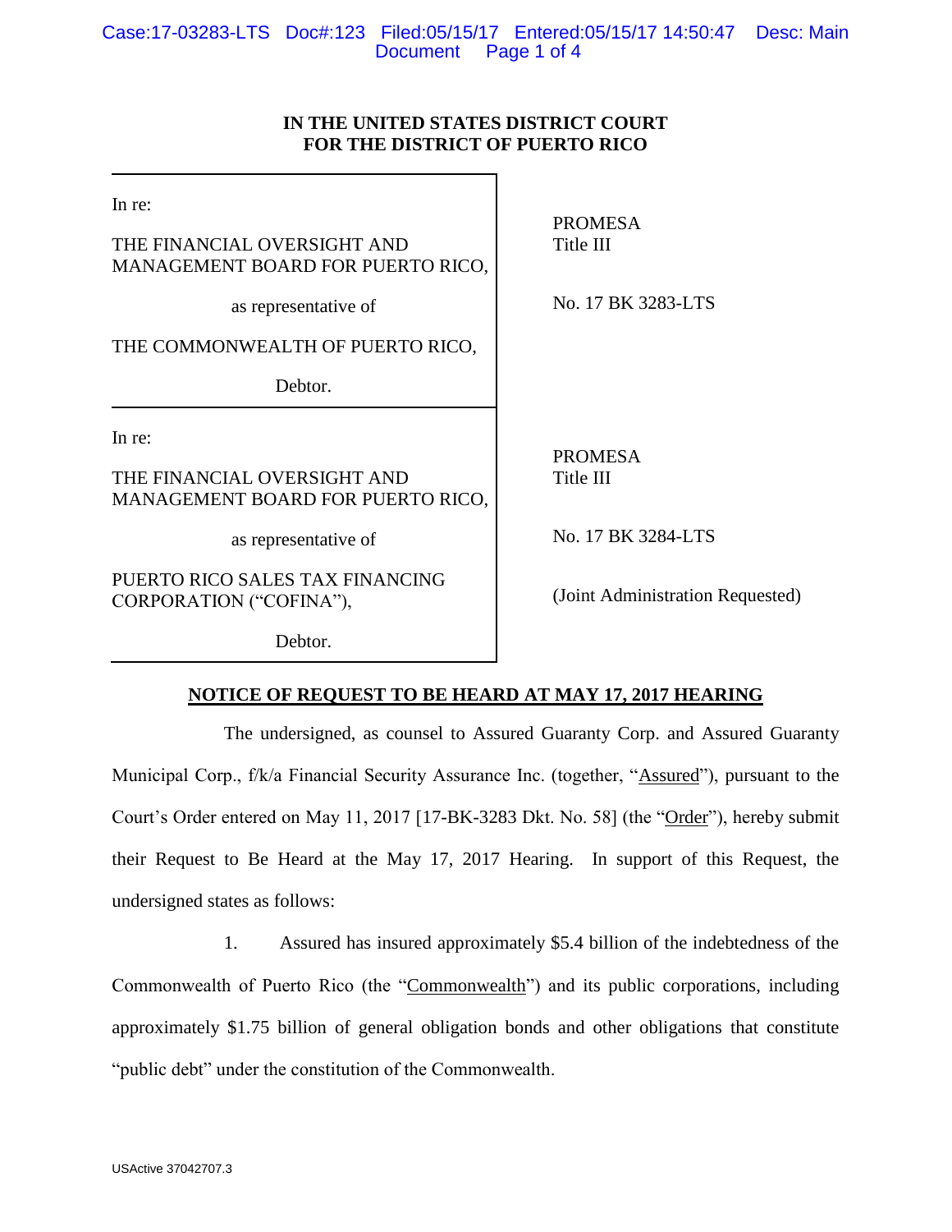IN THE UNITED STATES DISTRICT COURT
FOR THE DISTRICT OF PUERTO RICO

| | |
|---|---|
| In re:<br><br>THE FINANCIAL OVERSIGHT AND MANAGEMENT BOARD FOR PUERTO RICO,<br><br>as representative of<br><br>THE COMMONWEALTH OF PUERTO RICO,<br><br>Debtor. | PROMESA<br>Title III<br><br>No. 17 BK 3283-LTS |
| In re:<br><br>THE FINANCIAL OVERSIGHT AND MANAGEMENT BOARD FOR PUERTO RICO,<br><br>as representative of<br><br>PUERTO RICO SALES TAX FINANCING CORPORATION ("COFINA"),<br><br>Debtor. | PROMESA<br>Title III<br><br>No. 17 BK 3284-LTS<br><br>(Joint Administration Requested) |

**NOTICE OF REQUEST TO BE HEARD AT MAY 17, 2017 HEARING**

The undersigned, as counsel to Assured Guaranty Corp. and Assured Guaranty Municipal Corp., f/k/a Financial Security Assurance Inc. (together, "Assured"), pursuant to the Court's Order entered on May 11, 2017 [17-BK-3283 Dkt. No. 58] (the "Order"), hereby submit their Request to Be Heard at the May 17, 2017 Hearing. In support of this Request, the undersigned states as follows:

1. Assured has insured approximately $5.4 billion of the indebtedness of the Commonwealth of Puerto Rico (the "Commonwealth") and its public corporations, including approximately $1.75 billion of general obligation bonds and other obligations that constitute "public debt" under the constitution of the Commonwealth.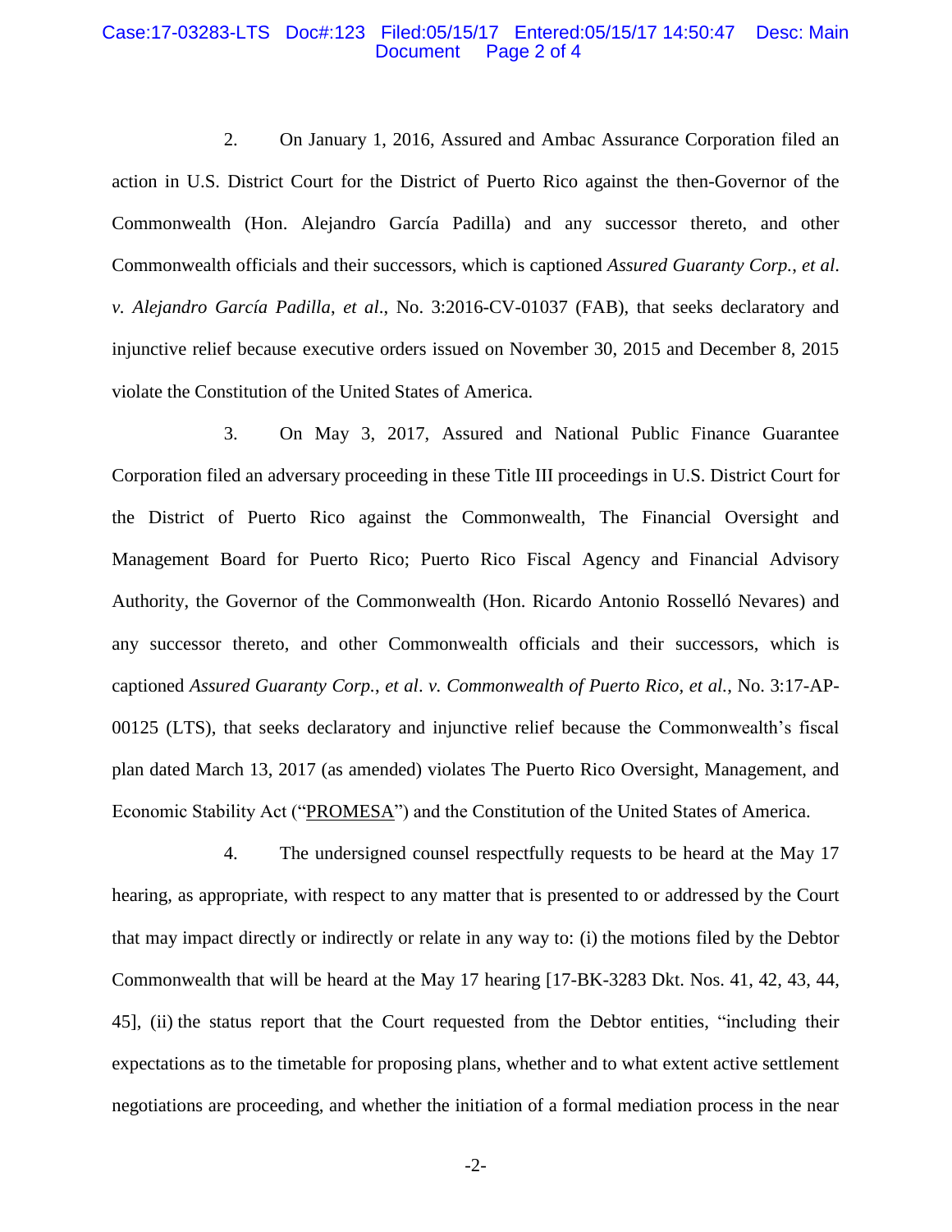2. On January 1, 2016, Assured and Ambac Assurance Corporation filed an action in U.S. District Court for the District of Puerto Rico against the then-Governor of the Commonwealth (Hon. Alejandro García Padilla) and any successor thereto, and other Commonwealth officials and their successors, which is captioned *Assured Guaranty Corp.*, *et al*. *v. Alejandro García Padilla*, *et al*., No. 3:2016-CV-01037 (FAB), that seeks declaratory and injunctive relief because executive orders issued on November 30, 2015 and December 8, 2015 violate the Constitution of the United States of America.

3. On May 3, 2017, Assured and National Public Finance Guarantee Corporation filed an adversary proceeding in these Title III proceedings in U.S. District Court for the District of Puerto Rico against the Commonwealth, The Financial Oversight and Management Board for Puerto Rico; Puerto Rico Fiscal Agency and Financial Advisory Authority, the Governor of the Commonwealth (Hon. Ricardo Antonio Rosselló Nevares) and any successor thereto, and other Commonwealth officials and their successors, which is captioned *Assured Guaranty Corp.*, *et al*. *v. Commonwealth of Puerto Rico, et al.*, No. 3:17-AP-00125 (LTS), that seeks declaratory and injunctive relief because the Commonwealth's fiscal plan dated March 13, 2017 (as amended) violates The Puerto Rico Oversight, Management, and Economic Stability Act ("PROMESA") and the Constitution of the United States of America.

4. The undersigned counsel respectfully requests to be heard at the May 17 hearing, as appropriate, with respect to any matter that is presented to or addressed by the Court that may impact directly or indirectly or relate in any way to: (i) the motions filed by the Debtor Commonwealth that will be heard at the May 17 hearing [17-BK-3283 Dkt. Nos. 41, 42, 43, 44, 45], (ii) the status report that the Court requested from the Debtor entities, "including their expectations as to the timetable for proposing plans, whether and to what extent active settlement negotiations are proceeding, and whether the initiation of a formal mediation process in the near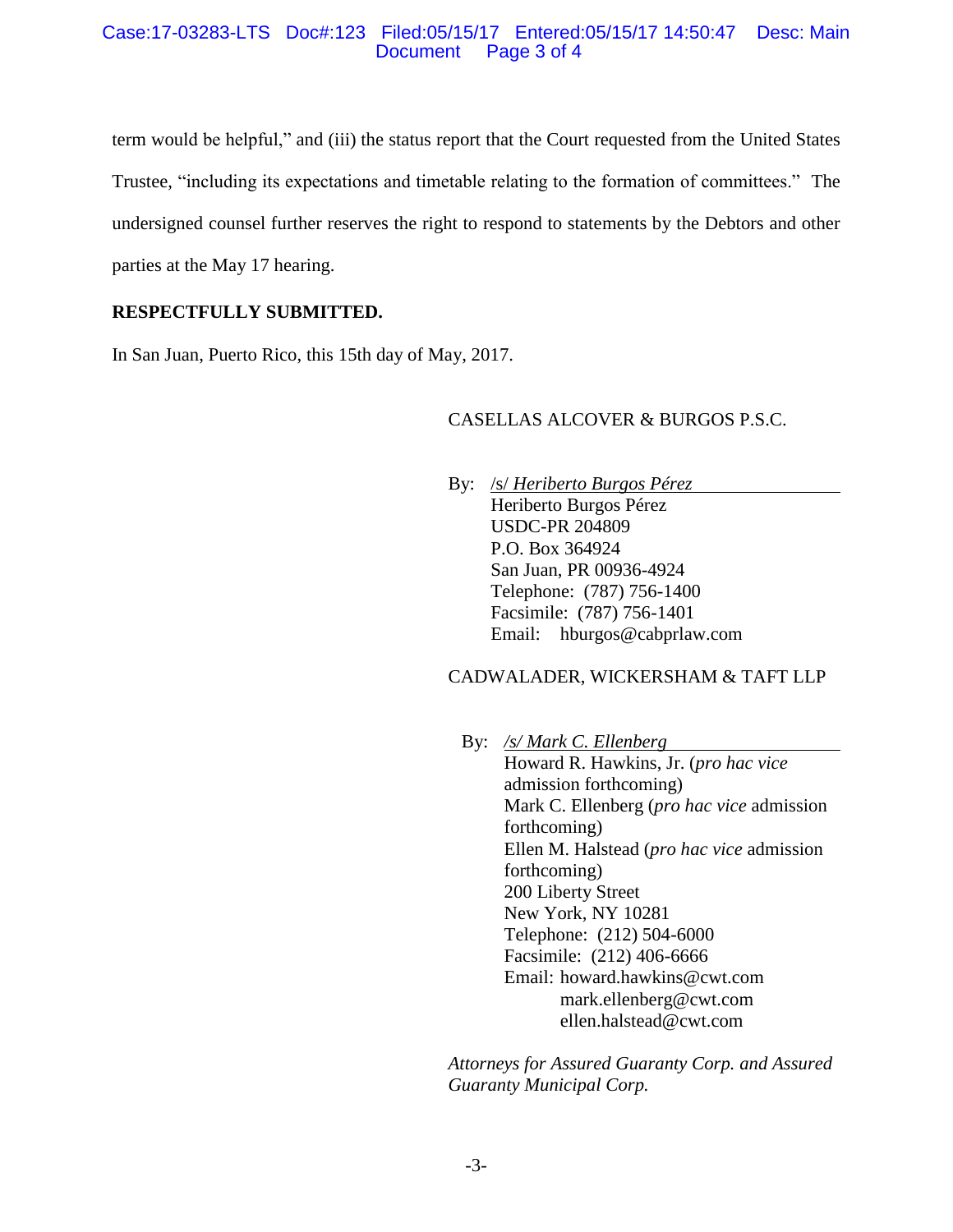term would be helpful," and (iii) the status report that the Court requested from the United States Trustee, "including its expectations and timetable relating to the formation of committees." The undersigned counsel further reserves the right to respond to statements by the Debtors and other parties at the May 17 hearing.

**RESPECTFULLY SUBMITTED.**

In San Juan, Puerto Rico, this 15th day of May, 2017.

CASELLAS ALCOVER & BURGOS P.S.C.

By: /s/ *Heriberto Burgos Pérez*
Heriberto Burgos Pérez
USDC-PR 204809
P.O. Box 364924
San Juan, PR 00936-4924
Telephone: (787) 756-1400
Facsimile: (787) 756-1401
Email: hburgos@cabprlaw.com

CADWALADER, WICKERSHAM & TAFT LLP

By: */s/ Mark C. Ellenberg*
Howard R. Hawkins, Jr. (*pro hac vice* admission forthcoming)
Mark C. Ellenberg (*pro hac vice* admission forthcoming)
Ellen M. Halstead (*pro hac vice* admission forthcoming)
200 Liberty Street
New York, NY 10281
Telephone: (212) 504-6000
Facsimile: (212) 406-6666
Email: howard.hawkins@cwt.com
mark.ellenberg@cwt.com
ellen.halstead@cwt.com

*Attorneys for Assured Guaranty Corp. and Assured Guaranty Municipal Corp.*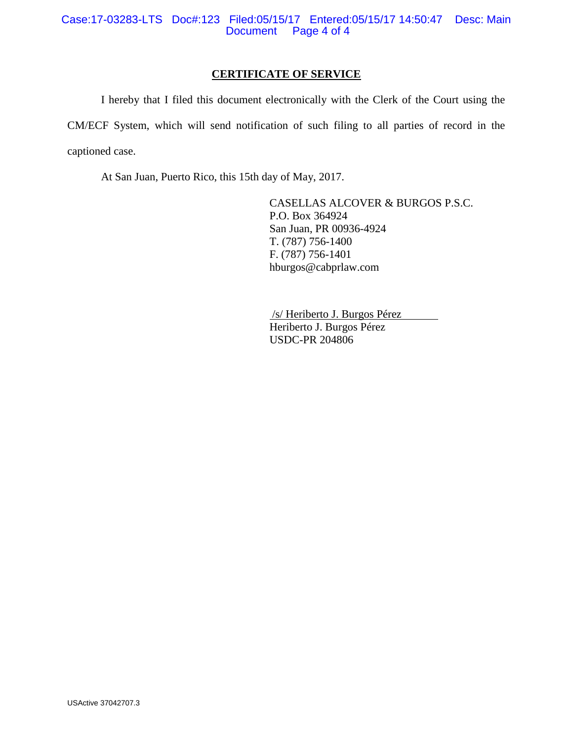## CERTIFICATE OF SERVICE

I hereby that I filed this document electronically with the Clerk of the Court using the CM/ECF System, which will send notification of such filing to all parties of record in the captioned case.

At San Juan, Puerto Rico, this 15th day of May, 2017.

CASELLAS ALCOVER & BURGOS P.S.C.
P.O. Box 364924
San Juan, PR 00936-4924
T. (787) 756-1400
F. (787) 756-1401
hburgos@cabprlaw.com

/s/ Heriberto J. Burgos Pérez
Heriberto J. Burgos Pérez
USDC-PR 204806

USActive 37042707.3